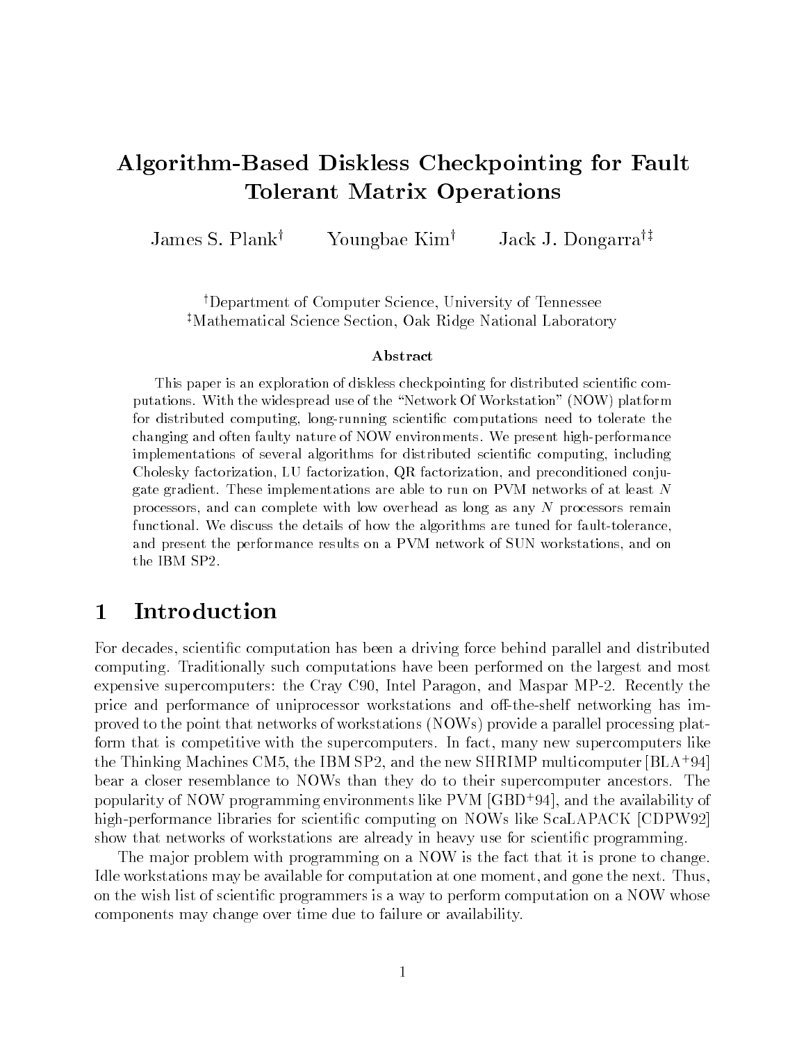# Algorithm-Based Diskless Checkpointing for Fault Tolerant Matrix Operations

James S. Plank[†] Youngbae Kim[†] Jack J. Dongarra[†‡]

[†]Department of Computer Science, University of Tennessee
[‡]Mathematical Science Section, Oak Ridge National Laboratory

### Abstract

This paper is an exploration of diskless checkpointing for distributed scientific computations. With the widespread use of the "Network Of Workstation" (NOW) platform for distributed computing, long-running scientific computations need to tolerate the changing and often faulty nature of NOW environments. We present high-performance implementations of several algorithms for distributed scientific computing, including Cholesky factorization, LU factorization, QR factorization, and preconditioned conjugate gradient. These implementations are able to run on PVM networks of at least $N$ processors, and can complete with low overhead as long as any $N$ processors remain functional. We discuss the details of how the algorithms are tuned for fault-tolerance, and present the performance results on a PVM network of SUN workstations, and on the IBM SP2.

## 1 Introduction

For decades, scientific computation has been a driving force behind parallel and distributed computing. Traditionally such computations have been performed on the largest and most expensive supercomputers: the Cray C90, Intel Paragon, and Maspar MP-2. Recently the price and performance of uniprocessor workstations and off-the-shelf networking has improved to the point that networks of workstations (NOWs) provide a parallel processing platform that is competitive with the supercomputers. In fact, many new supercomputers like the Thinking Machines CM5, the IBM SP2, and the new SHRIMP multicomputer [BLA+94] bear a closer resemblance to NOWs than they do to their supercomputer ancestors. The popularity of NOW programming environments like PVM [GBD+94], and the availability of high-performance libraries for scientific computing on NOWs like ScaLAPACK [CDPW92] show that networks of workstations are already in heavy use for scientific programming.

The major problem with programming on a NOW is the fact that it is prone to change. Idle workstations may be available for computation at one moment, and gone the next. Thus, on the wish list of scientific programmers is a way to perform computation on a NOW whose components may change over time due to failure or availability.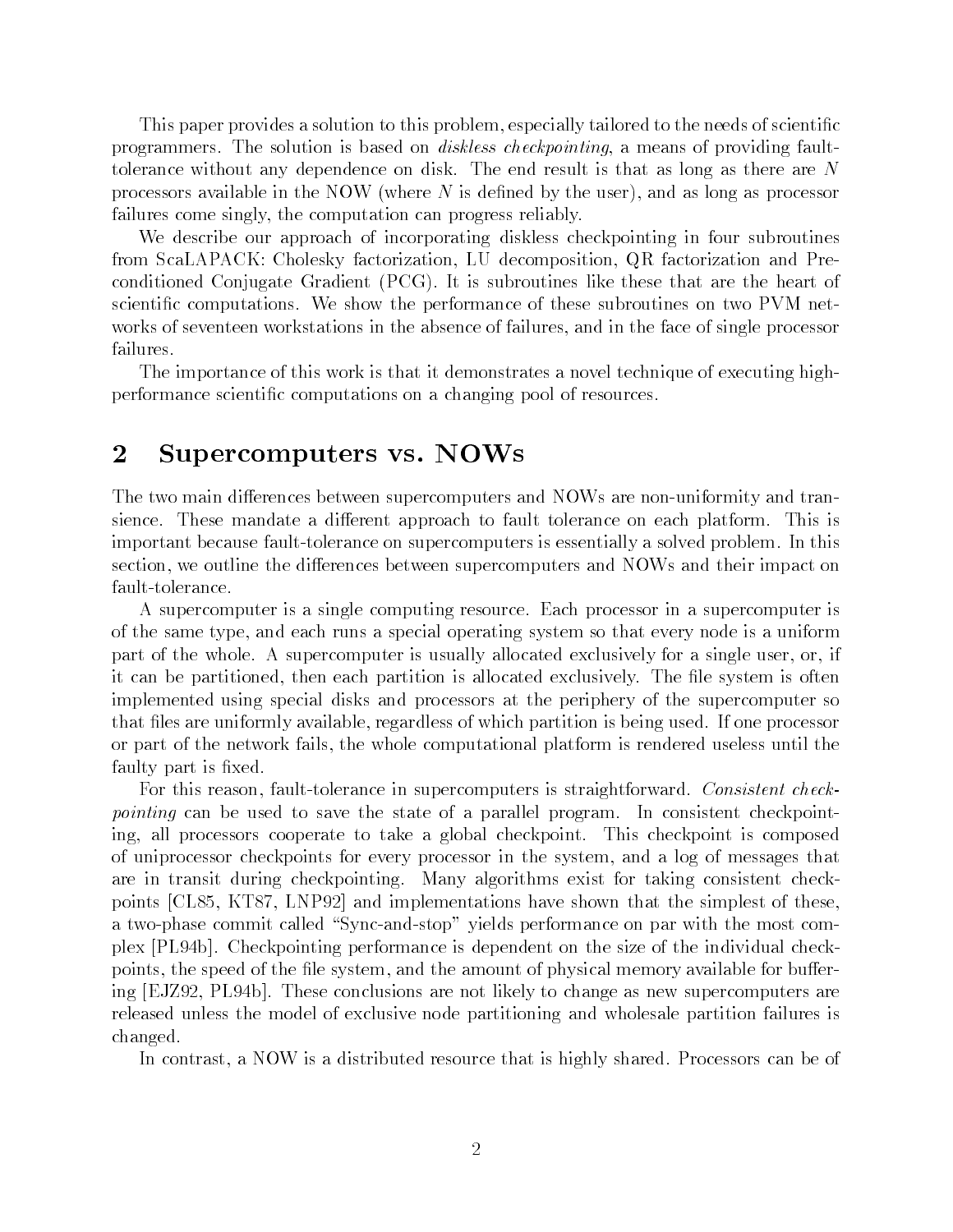This paper provides a solution to this problem, especially tailored to the needs of scientific programmers. The solution is based on *diskless checkpointing*, a means of providing fault-tolerance without any dependence on disk. The end result is that as long as there are $N$ processors available in the NOW (where $N$ is defined by the user), and as long as processor failures come singly, the computation can progress reliably.

We describe our approach of incorporating diskless checkpointing in four subroutines from ScaLAPACK: Cholesky factorization, LU decomposition, QR factorization and Preconditioned Conjugate Gradient (PCG). It is subroutines like these that are the heart of scientific computations. We show the performance of these subroutines on two PVM networks of seventeen workstations in the absence of failures, and in the face of single processor failures.

The importance of this work is that it demonstrates a novel technique of executing high-performance scientific computations on a changing pool of resources.

## 2 Supercomputers vs. NOWs

The two main differences between supercomputers and NOWs are non-uniformity and transience. These mandate a different approach to fault tolerance on each platform. This is important because fault-tolerance on supercomputers is essentially a solved problem. In this section, we outline the differences between supercomputers and NOWs and their impact on fault-tolerance.

A supercomputer is a single computing resource. Each processor in a supercomputer is of the same type, and each runs a special operating system so that every node is a uniform part of the whole. A supercomputer is usually allocated exclusively for a single user, or, if it can be partitioned, then each partition is allocated exclusively. The file system is often implemented using special disks and processors at the periphery of the supercomputer so that files are uniformly available, regardless of which partition is being used. If one processor or part of the network fails, the whole computational platform is rendered useless until the faulty part is fixed.

For this reason, fault-tolerance in supercomputers is straightforward. *Consistent checkpointing* can be used to save the state of a parallel program. In consistent checkpointing, all processors cooperate to take a global checkpoint. This checkpoint is composed of uniprocessor checkpoints for every processor in the system, and a log of messages that are in transit during checkpointing. Many algorithms exist for taking consistent checkpoints [CL85, KT87, LNP92] and implementations have shown that the simplest of these, a two-phase commit called "Sync-and-stop" yields performance on par with the most complex [PL94b]. Checkpointing performance is dependent on the size of the individual checkpoints, the speed of the file system, and the amount of physical memory available for buffering [EJZ92, PL94b]. These conclusions are not likely to change as new supercomputers are released unless the model of exclusive node partitioning and wholesale partition failures is changed.

In contrast, a NOW is a distributed resource that is highly shared. Processors can be of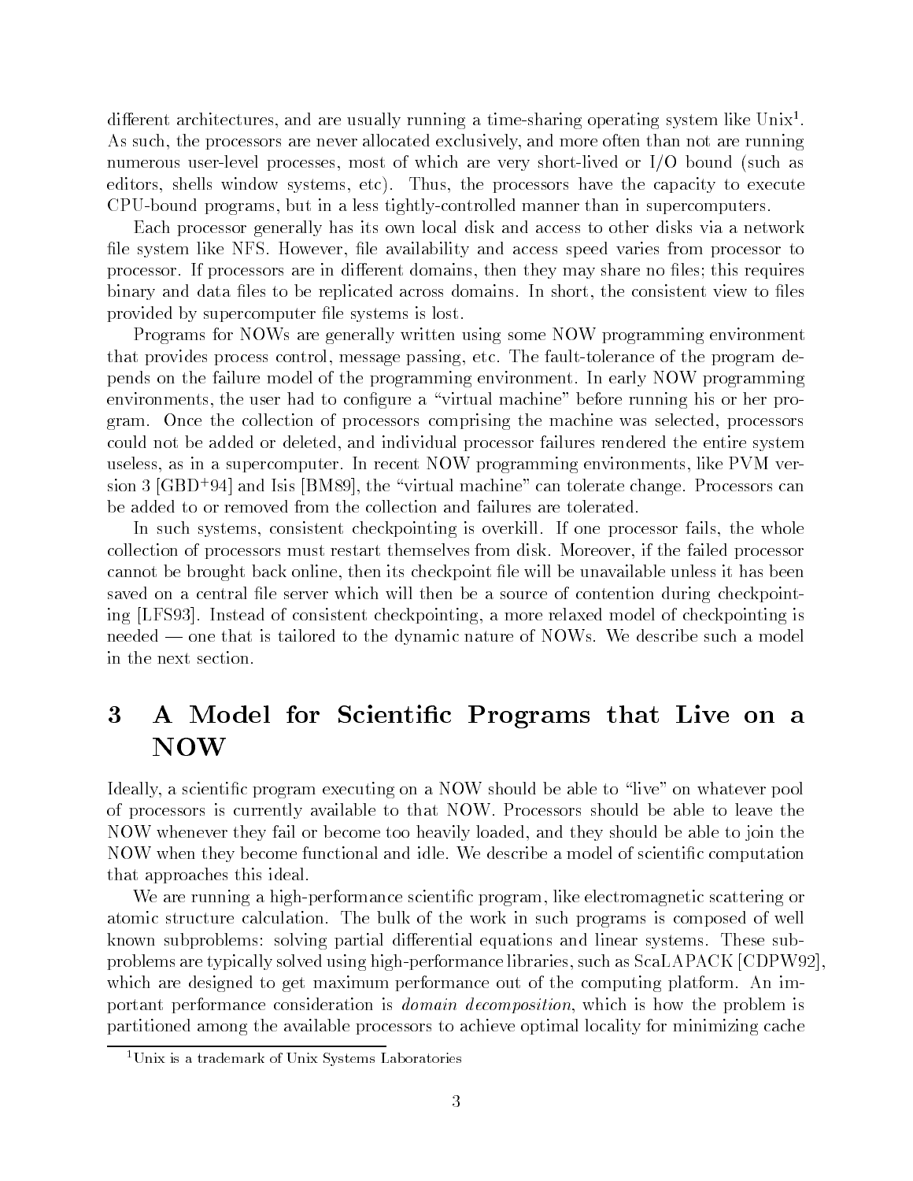different architectures, and are usually running a time-sharing operating system like Unix[1]. As such, the processors are never allocated exclusively, and more often than not are running numerous user-level processes, most of which are very short-lived or I/O bound (such as editors, shells window systems, etc). Thus, the processors have the capacity to execute CPU-bound programs, but in a less tightly-controlled manner than in supercomputers.

Each processor generally has its own local disk and access to other disks via a network file system like NFS. However, file availability and access speed varies from processor to processor. If processors are in different domains, then they may share no files; this requires binary and data files to be replicated across domains. In short, the consistent view to files provided by supercomputer file systems is lost.

Programs for NOWs are generally written using some NOW programming environment that provides process control, message passing, etc. The fault-tolerance of the program depends on the failure model of the programming environment. In early NOW programming environments, the user had to configure a "virtual machine" before running his or her program. Once the collection of processors comprising the machine was selected, processors could not be added or deleted, and individual processor failures rendered the entire system useless, as in a supercomputer. In recent NOW programming environments, like PVM version 3 [GBD+94] and Isis [BM89], the "virtual machine" can tolerate change. Processors can be added to or removed from the collection and failures are tolerated.

In such systems, consistent checkpointing is overkill. If one processor fails, the whole collection of processors must restart themselves from disk. Moreover, if the failed processor cannot be brought back online, then its checkpoint file will be unavailable unless it has been saved on a central file server which will then be a source of contention during checkpointing [LFS93]. Instead of consistent checkpointing, a more relaxed model of checkpointing is needed — one that is tailored to the dynamic nature of NOWs. We describe such a model in the next section.

# 3 A Model for Scientific Programs that Live on a NOW

Ideally, a scientific program executing on a NOW should be able to "live" on whatever pool of processors is currently available to that NOW. Processors should be able to leave the NOW whenever they fail or become too heavily loaded, and they should be able to join the NOW when they become functional and idle. We describe a model of scientific computation that approaches this ideal.

We are running a high-performance scientific program, like electromagnetic scattering or atomic structure calculation. The bulk of the work in such programs is composed of well known subproblems: solving partial differential equations and linear systems. These subproblems are typically solved using high-performance libraries, such as ScaLAPACK [CDPW92], which are designed to get maximum performance out of the computing platform. An important performance consideration is *domain decomposition*, which is how the problem is partitioned among the available processors to achieve optimal locality for minimizing cache

[1] Unix is a trademark of Unix Systems Laboratories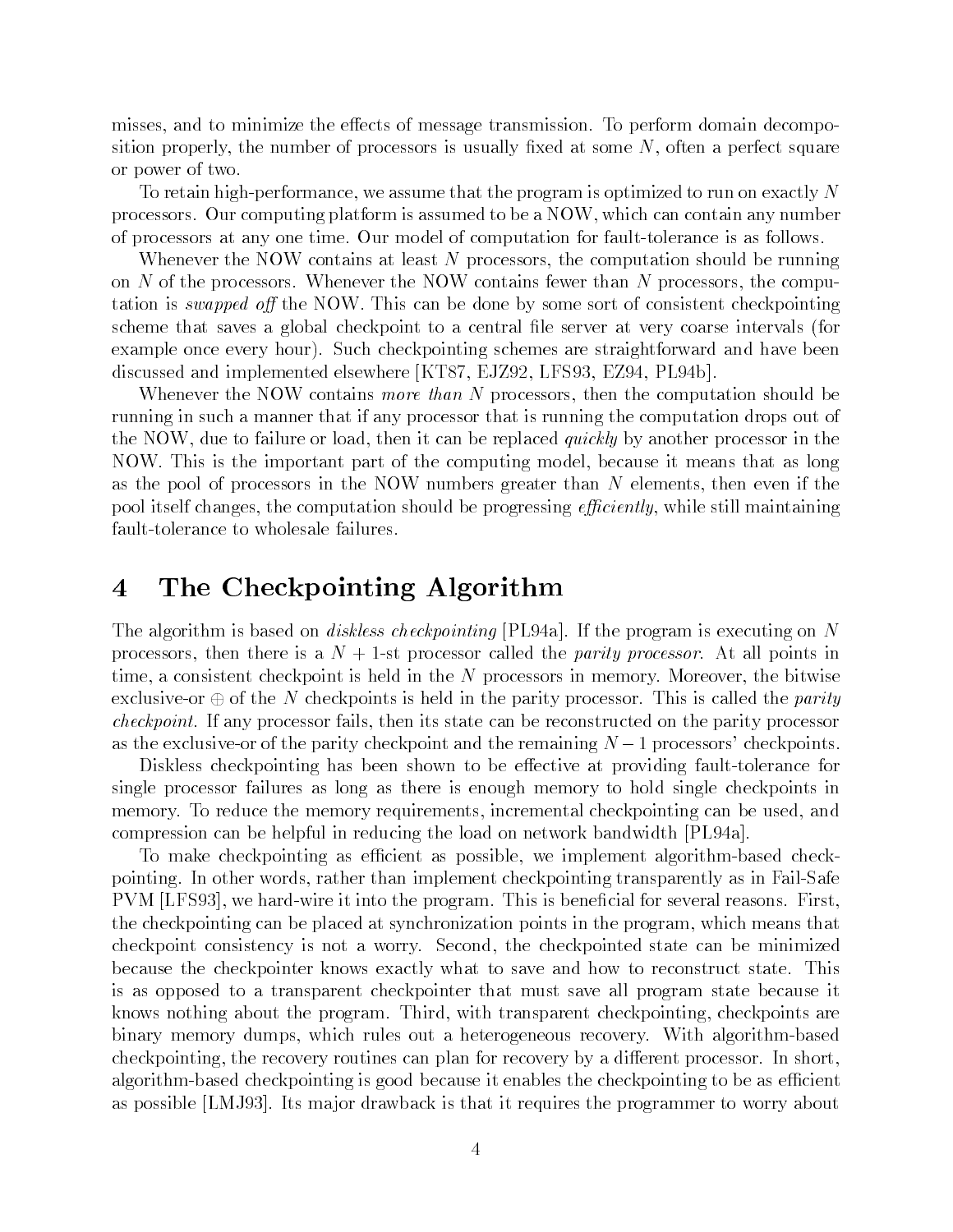misses, and to minimize the effects of message transmission. To perform domain decomposition properly, the number of processors is usually fixed at some $N$, often a perfect square or power of two.

To retain high-performance, we assume that the program is optimized to run on exactly $N$ processors. Our computing platform is assumed to be a NOW, which can contain any number of processors at any one time. Our model of computation for fault-tolerance is as follows.

Whenever the NOW contains at least $N$ processors, the computation should be running on $N$ of the processors. Whenever the NOW contains fewer than $N$ processors, the computation is *swapped off* the NOW. This can be done by some sort of consistent checkpointing scheme that saves a global checkpoint to a central file server at very coarse intervals (for example once every hour). Such checkpointing schemes are straightforward and have been discussed and implemented elsewhere [KT87, EJZ92, LFS93, EZ94, PL94b].

Whenever the NOW contains *more than* $N$ processors, then the computation should be running in such a manner that if any processor that is running the computation drops out of the NOW, due to failure or load, then it can be replaced *quickly* by another processor in the NOW. This is the important part of the computing model, because it means that as long as the pool of processors in the NOW numbers greater than $N$ elements, then even if the pool itself changes, the computation should be progressing *efficiently*, while still maintaining fault-tolerance to wholesale failures.

# 4 The Checkpointing Algorithm

The algorithm is based on *diskless checkpointing* [PL94a]. If the program is executing on $N$ processors, then there is a $N+1$-st processor called the *parity processor*. At all points in time, a consistent checkpoint is held in the $N$ processors in memory. Moreover, the bitwise exclusive-or $\oplus$ of the $N$ checkpoints is held in the parity processor. This is called the *parity checkpoint*. If any processor fails, then its state can be reconstructed on the parity processor as the exclusive-or of the parity checkpoint and the remaining $N-1$ processors' checkpoints.

Diskless checkpointing has been shown to be effective at providing fault-tolerance for single processor failures as long as there is enough memory to hold single checkpoints in memory. To reduce the memory requirements, incremental checkpointing can be used, and compression can be helpful in reducing the load on network bandwidth [PL94a].

To make checkpointing as efficient as possible, we implement algorithm-based checkpointing. In other words, rather than implement checkpointing transparently as in Fail-Safe PVM [LFS93], we hard-wire it into the program. This is beneficial for several reasons. First, the checkpointing can be placed at synchronization points in the program, which means that checkpoint consistency is not a worry. Second, the checkpointed state can be minimized because the checkpointer knows exactly what to save and how to reconstruct state. This is as opposed to a transparent checkpointer that must save all program state because it knows nothing about the program. Third, with transparent checkpointing, checkpoints are binary memory dumps, which rules out a heterogeneous recovery. With algorithm-based checkpointing, the recovery routines can plan for recovery by a different processor. In short, algorithm-based checkpointing is good because it enables the checkpointing to be as efficient as possible [LMJ93]. Its major drawback is that it requires the programmer to worry about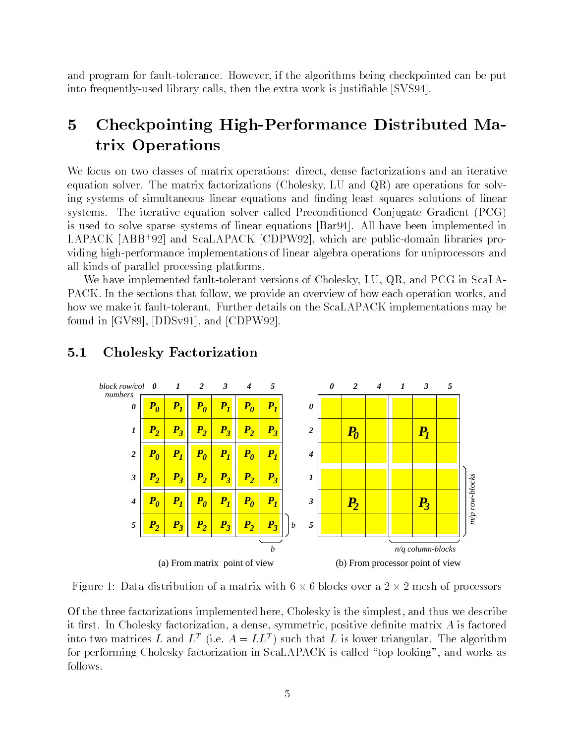and program for fault-tolerance. However, if the algorithms being checkpointed can be put into frequently-used library calls, then the extra work is justifiable [SVS94].

# 5 Checkpointing High-Performance Distributed Matrix Operations

We focus on two classes of matrix operations: direct, dense factorizations and an iterative equation solver. The matrix factorizations (Cholesky, LU and QR) are operations for solving systems of simultaneous linear equations and finding least squares solutions of linear systems. The iterative equation solver called Preconditioned Conjugate Gradient (PCG) is used to solve sparse systems of linear equations [Bar94]. All have been implemented in LAPACK [ABB+92] and ScaLAPACK [CDPW92], which are public-domain libraries providing high-performance implementations of linear algebra operations for uniprocessors and all kinds of parallel processing platforms.

We have implemented fault-tolerant versions of Cholesky, LU, QR, and PCG in ScaLAPACK. In the sections that follow, we provide an overview of how each operation works, and how we make it fault-tolerant. Further details on the ScaLAPACK implementations may be found in [GV89], [DDSv91], and [CDPW92].

## 5.1 Cholesky Factorization

(a) From matrix point of view

| block row/col numbers | 0 | 1 | 2 | 3 | 4 | 5 |
|---|---|---|---|---|---|---|
| 0 | $P_0$ | $P_1$ | $P_0$ | $P_1$ | $P_0$ | $P_1$ |
| 1 | $P_2$ | $P_3$ | $P_2$ | $P_3$ | $P_2$ | $P_3$ |
| 2 | $P_0$ | $P_1$ | $P_0$ | $P_1$ | $P_0$ | $P_1$ |
| 3 | $P_2$ | $P_3$ | $P_2$ | $P_3$ | $P_2$ | $P_3$ |
| 4 | $P_0$ | $P_1$ | $P_0$ | $P_1$ | $P_0$ | $P_1$ |
| 5 | $P_2$ | $P_3$ | $P_2$ | $P_3$ | $P_2$ | $P_3$ |

(b) From processor point of view

| | 0 | 2 | 4 | 1 | 3 | 5 |
|---|---|---|---|---|---|---|
| 0, 2, 4 | | $P_0$ | | | $P_1$ | |
| 1, 3, 5 | | $P_2$ | | | $P_3$ | |

(block size $b$; each processor holds $m/p$ row-blocks and $n/q$ column-blocks)

Figure 1: Data distribution of a matrix with $6 \times 6$ blocks over a $2 \times 2$ mesh of processors

Of the three factorizations implemented here, Cholesky is the simplest, and thus we describe it first. In Cholesky factorization, a dense, symmetric, positive definite matrix $A$ is factored into two matrices $L$ and $L^T$ (i.e. $A = LL^T$) such that $L$ is lower triangular. The algorithm for performing Cholesky factorization in ScaLAPACK is called "top-looking", and works as follows.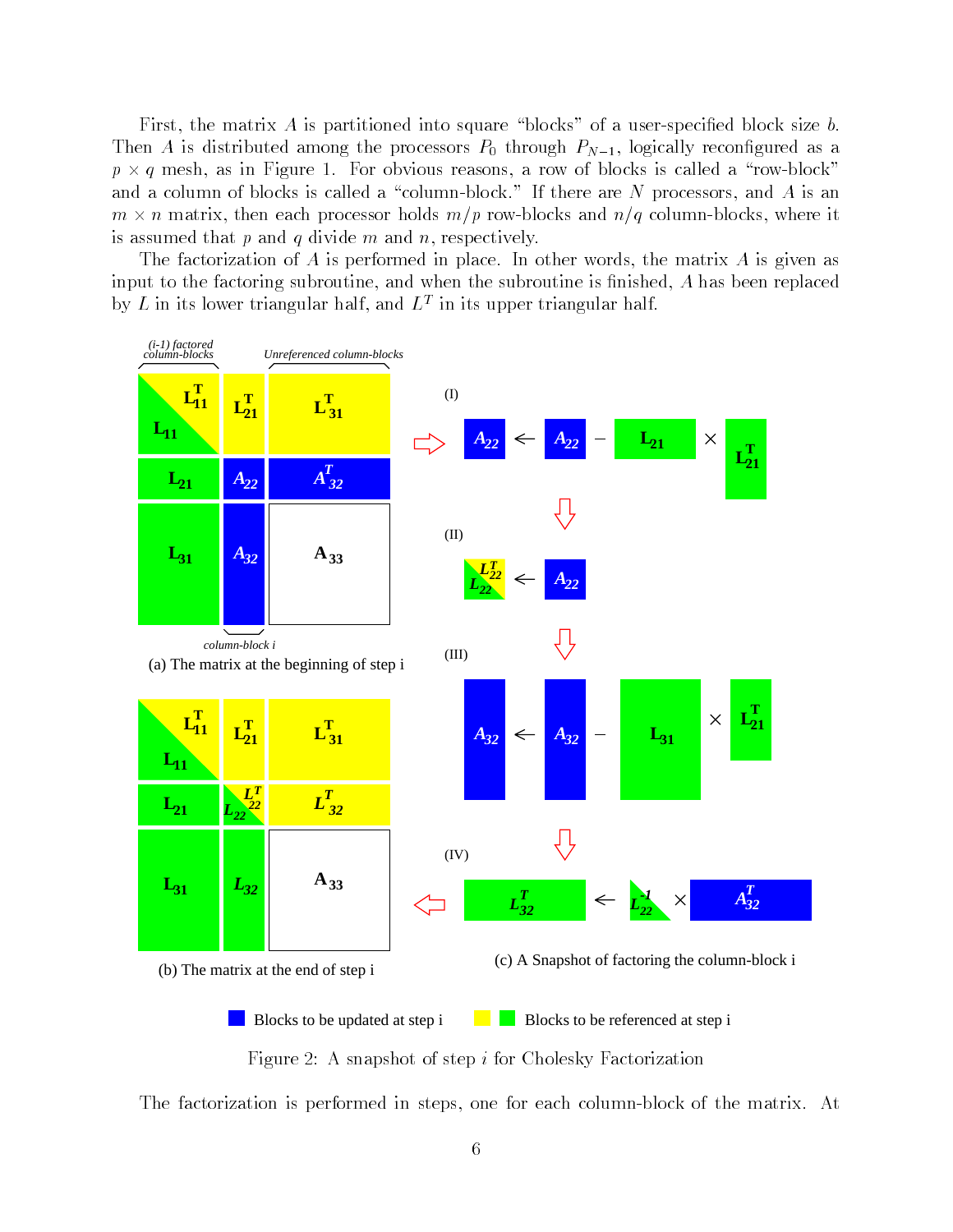First, the matrix $A$ is partitioned into square "blocks" of a user-specified block size $b$. Then $A$ is distributed among the processors $P_0$ through $P_{N-1}$, logically reconfigured as a $p \times q$ mesh, as in Figure 1. For obvious reasons, a row of blocks is called a "row-block" and a column of blocks is called a "column-block." If there are $N$ processors, and $A$ is an $m \times n$ matrix, then each processor holds $m/p$ row-blocks and $n/q$ column-blocks, where it is assumed that $p$ and $q$ divide $m$ and $n$, respectively.

The factorization of $A$ is performed in place. In other words, the matrix $A$ is given as input to the factoring subroutine, and when the subroutine is finished, $A$ has been replaced by $L$ in its lower triangular half, and $L^T$ in its upper triangular half.

(a) The matrix at the beginning of step i

(b) The matrix at the end of step i

(c) A Snapshot of factoring the column-block i

Blocks to be updated at step i — Blocks to be referenced at step i

Figure 2: A snapshot of step $i$ for Cholesky Factorization

The factorization is performed in steps, one for each column-block of the matrix. At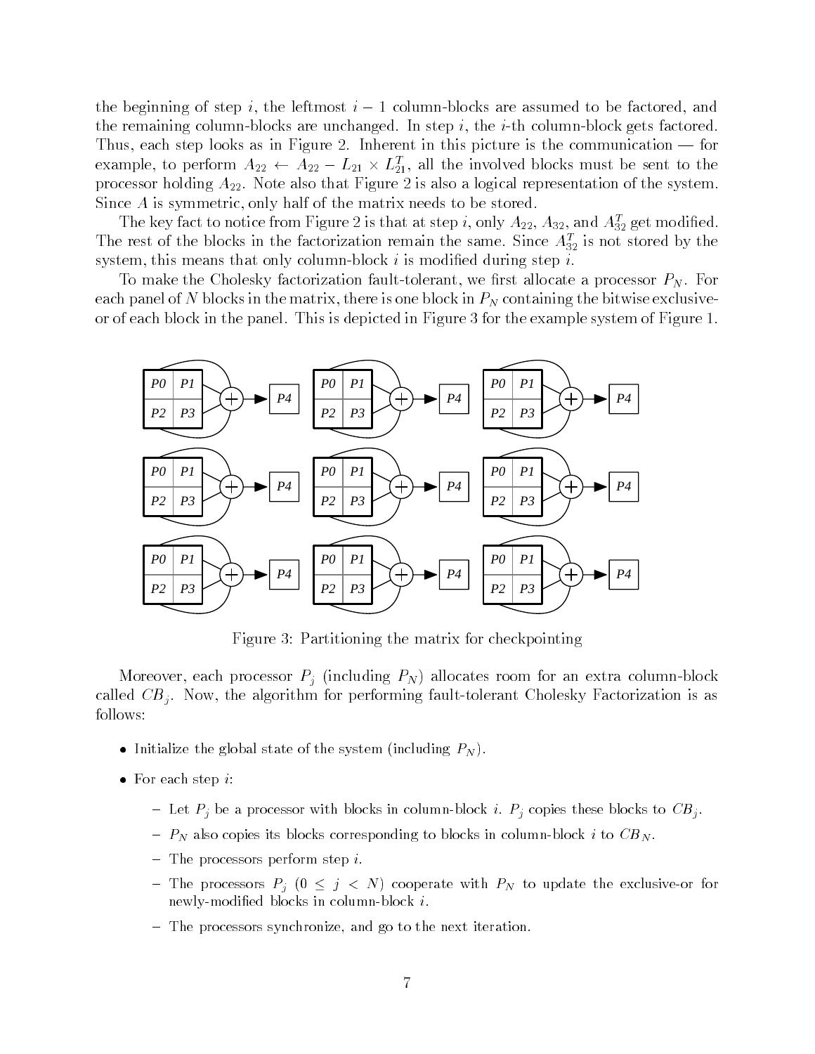the beginning of step $i$, the leftmost $i-1$ column-blocks are assumed to be factored, and the remaining column-blocks are unchanged. In step $i$, the $i$-th column-block gets factored. Thus, each step looks as in Figure 2. Inherent in this picture is the communication — for example, to perform $A_{22} \leftarrow A_{22} - L_{21} \times L_{21}^T$, all the involved blocks must be sent to the processor holding $A_{22}$. Note also that Figure 2 is also a logical representation of the system. Since $A$ is symmetric, only half of the matrix needs to be stored.

The key fact to notice from Figure 2 is that at step $i$, only $A_{22}$, $A_{32}$, and $A_{32}^T$ get modified. The rest of the blocks in the factorization remain the same. Since $A_{32}^T$ is not stored by the system, this means that only column-block $i$ is modified during step $i$.

To make the Cholesky factorization fault-tolerant, we first allocate a processor $P_N$. For each panel of $N$ blocks in the matrix, there is one block in $P_N$ containing the bitwise exclusive-or of each block in the panel. This is depicted in Figure 3 for the example system of Figure 1.

Figure 3: Partitioning the matrix for checkpointing

Moreover, each processor $P_j$ (including $P_N$) allocates room for an extra column-block called $CB_j$. Now, the algorithm for performing fault-tolerant Cholesky Factorization is as follows:

- Initialize the global state of the system (including $P_N$).
- For each step $i$:
  - Let $P_j$ be a processor with blocks in column-block $i$. $P_j$ copies these blocks to $CB_j$.
  - $P_N$ also copies its blocks corresponding to blocks in column-block $i$ to $CB_N$.
  - The processors perform step $i$.
  - The processors $P_j$ ($0 \leq j < N$) cooperate with $P_N$ to update the exclusive-or for newly-modified blocks in column-block $i$.
  - The processors synchronize, and go to the next iteration.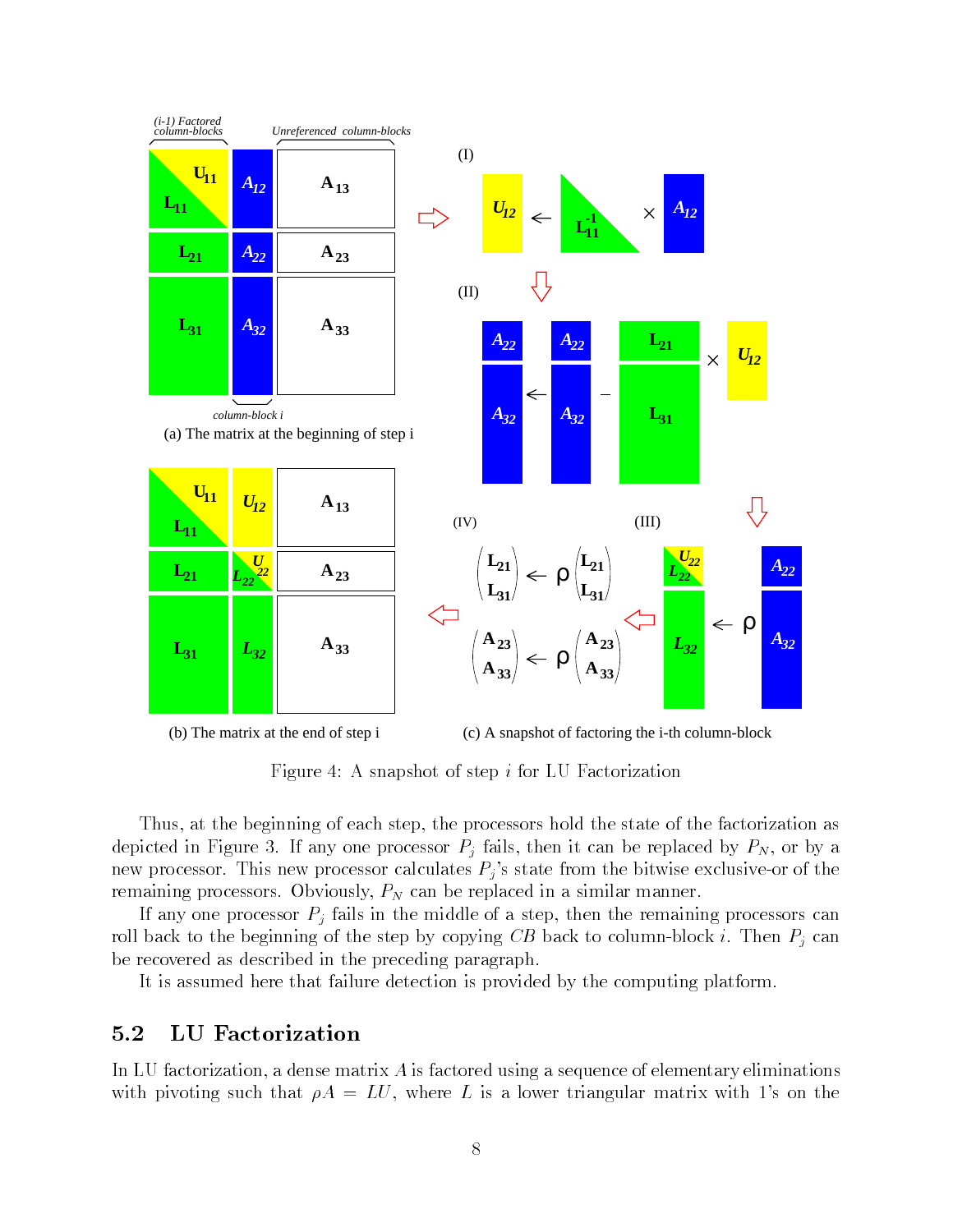(a) The matrix at the beginning of step i

(b) The matrix at the end of step i

(c) A snapshot of factoring the i-th column-block

Figure 4: A snapshot of step $i$ for LU Factorization

Thus, at the beginning of each step, the processors hold the state of the factorization as depicted in Figure 3. If any one processor $P_j$ fails, then it can be replaced by $P_N$, or by a new processor. This new processor calculates $P_j$'s state from the bitwise exclusive-or of the remaining processors. Obviously, $P_N$ can be replaced in a similar manner.

If any one processor $P_j$ fails in the middle of a step, then the remaining processors can roll back to the beginning of the step by copying $CB$ back to column-block $i$. Then $P_j$ can be recovered as described in the preceding paragraph.

It is assumed here that failure detection is provided by the computing platform.

## 5.2 LU Factorization

In LU factorization, a dense matrix $A$ is factored using a sequence of elementary eliminations with pivoting such that $\rho A = LU$, where $L$ is a lower triangular matrix with 1's on the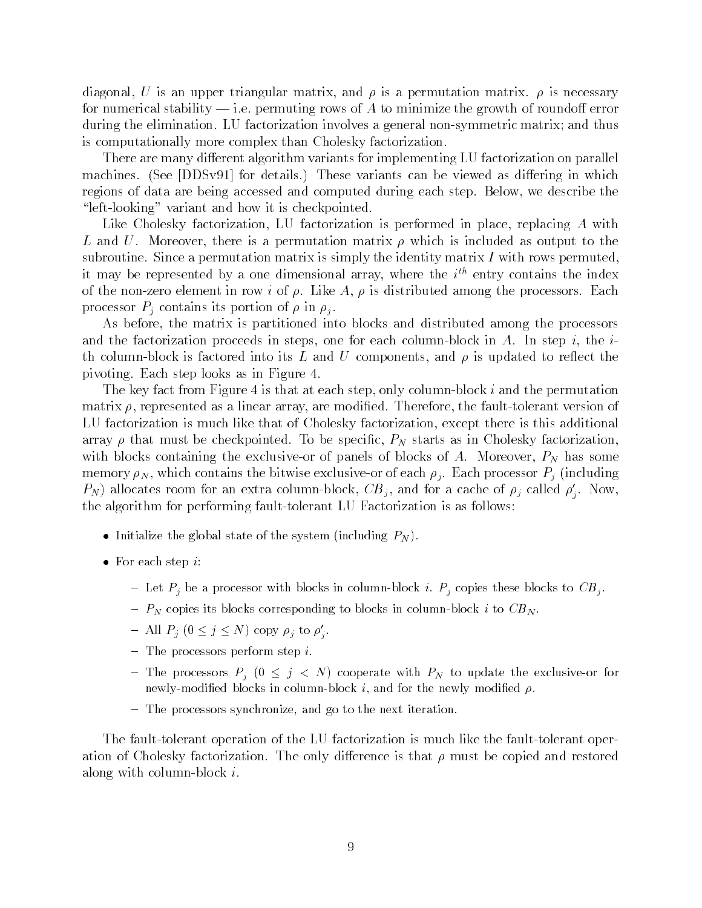diagonal, $U$ is an upper triangular matrix, and $\rho$ is a permutation matrix. $\rho$ is necessary for numerical stability — i.e. permuting rows of $A$ to minimize the growth of roundoff error during the elimination. LU factorization involves a general non-symmetric matrix; and thus is computationally more complex than Cholesky factorization.

There are many different algorithm variants for implementing LU factorization on parallel machines. (See [DDSv91] for details.) These variants can be viewed as differing in which regions of data are being accessed and computed during each step. Below, we describe the "left-looking" variant and how it is checkpointed.

Like Cholesky factorization, LU factorization is performed in place, replacing $A$ with $L$ and $U$. Moreover, there is a permutation matrix $\rho$ which is included as output to the subroutine. Since a permutation matrix is simply the identity matrix $I$ with rows permuted, it may be represented by a one dimensional array, where the $i^{th}$ entry contains the index of the non-zero element in row $i$ of $\rho$. Like $A$, $\rho$ is distributed among the processors. Each processor $P_j$ contains its portion of $\rho$ in $\rho_j$.

As before, the matrix is partitioned into blocks and distributed among the processors and the factorization proceeds in steps, one for each column-block in $A$. In step $i$, the $i$-th column-block is factored into its $L$ and $U$ components, and $\rho$ is updated to reflect the pivoting. Each step looks as in Figure 4.

The key fact from Figure 4 is that at each step, only column-block $i$ and the permutation matrix $\rho$, represented as a linear array, are modified. Therefore, the fault-tolerant version of LU factorization is much like that of Cholesky factorization, except there is this additional array $\rho$ that must be checkpointed. To be specific, $P_N$ starts as in Cholesky factorization, with blocks containing the exclusive-or of panels of blocks of $A$. Moreover, $P_N$ has some memory $\rho_N$, which contains the bitwise exclusive-or of each $\rho_j$. Each processor $P_j$ (including $P_N$) allocates room for an extra column-block, $CB_j$, and for a cache of $\rho_j$ called $\rho'_j$. Now, the algorithm for performing fault-tolerant LU Factorization is as follows:

- Initialize the global state of the system (including $P_N$).
- For each step $i$:
  - Let $P_j$ be a processor with blocks in column-block $i$. $P_j$ copies these blocks to $CB_j$.
  - $P_N$ copies its blocks corresponding to blocks in column-block $i$ to $CB_N$.
  - All $P_j$ $(0 \leq j \leq N)$ copy $\rho_j$ to $\rho'_j$.
  - The processors perform step $i$.
  - The processors $P_j$ $(0 \leq j < N)$ cooperate with $P_N$ to update the exclusive-or for newly-modified blocks in column-block $i$, and for the newly modified $\rho$.
  - The processors synchronize, and go to the next iteration.

The fault-tolerant operation of the LU factorization is much like the fault-tolerant operation of Cholesky factorization. The only difference is that $\rho$ must be copied and restored along with column-block $i$.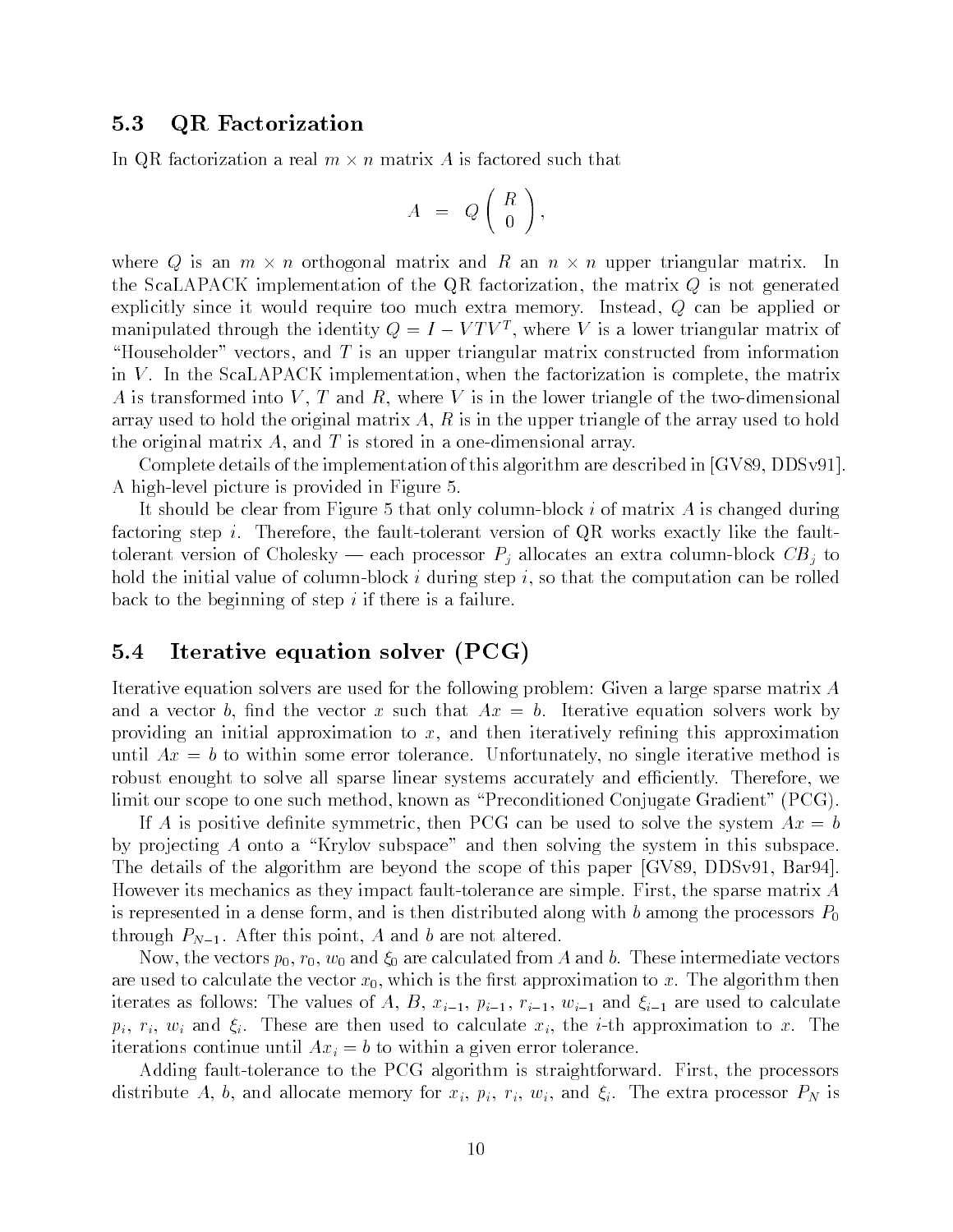## 5.3 QR Factorization

In QR factorization a real $m \times n$ matrix $A$ is factored such that

$$A = Q \begin{pmatrix} R \\ 0 \end{pmatrix},$$

where $Q$ is an $m \times n$ orthogonal matrix and $R$ an $n \times n$ upper triangular matrix. In the ScaLAPACK implementation of the QR factorization, the matrix $Q$ is not generated explicitly since it would require too much extra memory. Instead, $Q$ can be applied or manipulated through the identity $Q = I - VTV^T$, where $V$ is a lower triangular matrix of "Householder" vectors, and $T$ is an upper triangular matrix constructed from information in $V$. In the ScaLAPACK implementation, when the factorization is complete, the matrix $A$ is transformed into $V$, $T$ and $R$, where $V$ is in the lower triangle of the two-dimensional array used to hold the original matrix $A$, $R$ is in the upper triangle of the array used to hold the original matrix $A$, and $T$ is stored in a one-dimensional array.

Complete details of the implementation of this algorithm are described in [GV89, DDSv91]. A high-level picture is provided in Figure 5.

It should be clear from Figure 5 that only column-block $i$ of matrix $A$ is changed during factoring step $i$. Therefore, the fault-tolerant version of QR works exactly like the fault-tolerant version of Cholesky — each processor $P_j$ allocates an extra column-block $CB_j$ to hold the initial value of column-block $i$ during step $i$, so that the computation can be rolled back to the beginning of step $i$ if there is a failure.

## 5.4 Iterative equation solver (PCG)

Iterative equation solvers are used for the following problem: Given a large sparse matrix $A$ and a vector $b$, find the vector $x$ such that $Ax = b$. Iterative equation solvers work by providing an initial approximation to $x$, and then iteratively refining this approximation until $Ax = b$ to within some error tolerance. Unfortunately, no single iterative method is robust enought to solve all sparse linear systems accurately and efficiently. Therefore, we limit our scope to one such method, known as "Preconditioned Conjugate Gradient" (PCG).

If $A$ is positive definite symmetric, then PCG can be used to solve the system $Ax = b$ by projecting $A$ onto a "Krylov subspace" and then solving the system in this subspace. The details of the algorithm are beyond the scope of this paper [GV89, DDSv91, Bar94]. However its mechanics as they impact fault-tolerance are simple. First, the sparse matrix $A$ is represented in a dense form, and is then distributed along with $b$ among the processors $P_0$ through $P_{N-1}$. After this point, $A$ and $b$ are not altered.

Now, the vectors $p_0$, $r_0$, $w_0$ and $\xi_0$ are calculated from $A$ and $b$. These intermediate vectors are used to calculate the vector $x_0$, which is the first approximation to $x$. The algorithm then iterates as follows: The values of $A$, $B$, $x_{i-1}$, $p_{i-1}$, $r_{i-1}$, $w_{i-1}$ and $\xi_{i-1}$ are used to calculate $p_i$, $r_i$, $w_i$ and $\xi_i$. These are then used to calculate $x_i$, the $i$-th approximation to $x$. The iterations continue until $Ax_i = b$ to within a given error tolerance.

Adding fault-tolerance to the PCG algorithm is straightforward. First, the processors distribute $A$, $b$, and allocate memory for $x_i$, $p_i$, $r_i$, $w_i$, and $\xi_i$. The extra processor $P_N$ is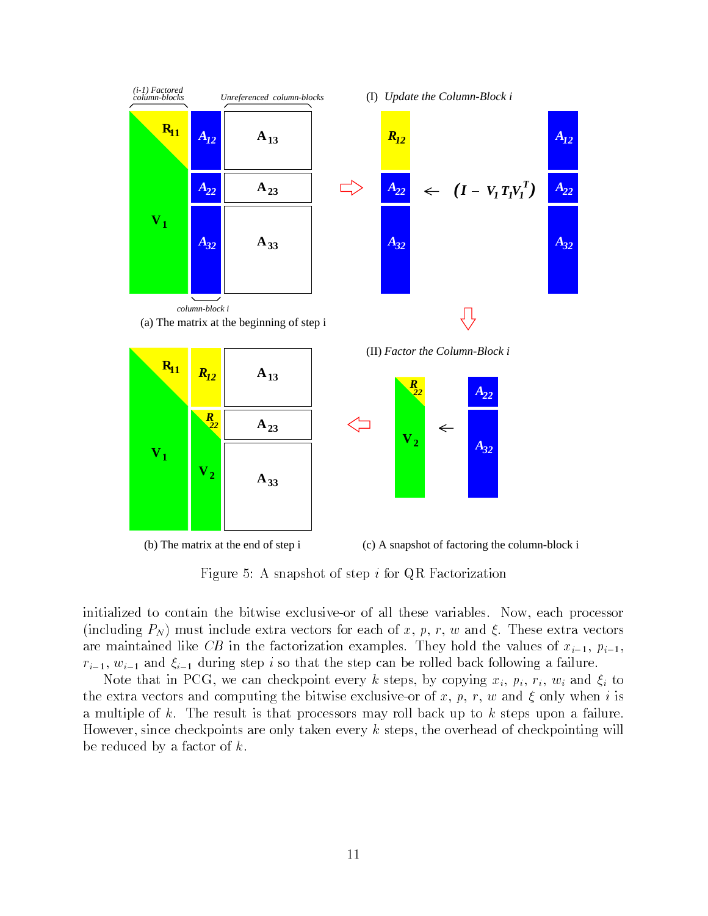Figure 5: A snapshot of step $i$ for QR Factorization

initialized to contain the bitwise exclusive-or of all these variables. Now, each processor (including $P_N$) must include extra vectors for each of $x$, $p$, $r$, $w$ and $\xi$. These extra vectors are maintained like $CB$ in the factorization examples. They hold the values of $x_{i-1}$, $p_{i-1}$, $r_{i-1}$, $w_{i-1}$ and $\xi_{i-1}$ during step $i$ so that the step can be rolled back following a failure.

Note that in PCG, we can checkpoint every $k$ steps, by copying $x_i$, $p_i$, $r_i$, $w_i$ and $\xi_i$ to the extra vectors and computing the bitwise exclusive-or of $x$, $p$, $r$, $w$ and $\xi$ only when $i$ is a multiple of $k$. The result is that processors may roll back up to $k$ steps upon a failure. However, since checkpoints are only taken every $k$ steps, the overhead of checkpointing will be reduced by a factor of $k$.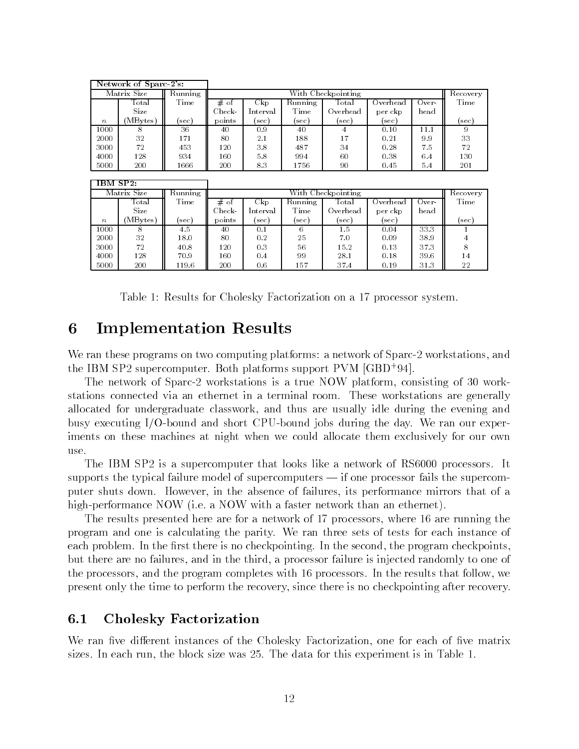| Network of Sparc-2's: | | | | | | | | | |
|---|---|---|---|---|---|---|---|---|---|
| Matrix Size | | Running Time | With Checkpointing | | | | | | Recovery Time |
| $n$ | Total Size (MBytes) | (sec) | # of Check-points | Ckp Interval (sec) | Running Time (sec) | Total Overhead (sec) | Overhead per ckp (sec) | Over-head | (sec) |
| 1000 | 8 | 36 | 40 | 0.9 | 40 | 4 | 0.10 | 11.1 | 9 |
| 2000 | 32 | 171 | 80 | 2.1 | 188 | 17 | 0.21 | 9.9 | 33 |
| 3000 | 72 | 453 | 120 | 3.8 | 487 | 34 | 0.28 | 7.5 | 72 |
| 4000 | 128 | 934 | 160 | 5.8 | 994 | 60 | 0.38 | 6.4 | 130 |
| 5000 | 200 | 1666 | 200 | 8.3 | 1756 | 90 | 0.45 | 5.4 | 201 |

| IBM SP2: | | | | | | | | | |
|---|---|---|---|---|---|---|---|---|---|
| Matrix Size | | Running Time | With Checkpointing | | | | | | Recovery Time |
| $n$ | Total Size (MBytes) | (sec) | # of Check-points | Ckp Interval (sec) | Running Time (sec) | Total Overhead (sec) | Overhead per ckp (sec) | Over-head | (sec) |
| 1000 | 8 | 4.5 | 40 | 0.1 | 6 | 1.5 | 0.04 | 33.3 | 1 |
| 2000 | 32 | 18.0 | 80 | 0.2 | 25 | 7.0 | 0.09 | 38.9 | 4 |
| 3000 | 72 | 40.8 | 120 | 0.3 | 56 | 15.2 | 0.13 | 37.3 | 8 |
| 4000 | 128 | 70.9 | 160 | 0.4 | 99 | 28.1 | 0.18 | 39.6 | 14 |
| 5000 | 200 | 119.6 | 200 | 0.6 | 157 | 37.4 | 0.19 | 31.3 | 22 |

Table 1: Results for Cholesky Factorization on a 17 processor system.

# 6 Implementation Results

We ran these programs on two computing platforms: a network of Sparc-2 workstations, and the IBM SP2 supercomputer. Both platforms support PVM [GBD+94].

The network of Sparc-2 workstations is a true NOW platform, consisting of 30 workstations connected via an ethernet in a terminal room. These workstations are generally allocated for undergraduate classwork, and thus are usually idle during the evening and busy executing I/O-bound and short CPU-bound jobs during the day. We ran our experiments on these machines at night when we could allocate them exclusively for our own use.

The IBM SP2 is a supercomputer that looks like a network of RS6000 processors. It supports the typical failure model of supercomputers — if one processor fails the supercomputer shuts down. However, in the absence of failures, its performance mirrors that of a high-performance NOW (i.e. a NOW with a faster network than an ethernet).

The results presented here are for a network of 17 processors, where 16 are running the program and one is calculating the parity. We ran three sets of tests for each instance of each problem. In the first there is no checkpointing. In the second, the program checkpoints, but there are no failures, and in the third, a processor failure is injected randomly to one of the processors, and the program completes with 16 processors. In the results that follow, we present only the time to perform the recovery, since there is no checkpointing after recovery.

## 6.1 Cholesky Factorization

We ran five different instances of the Cholesky Factorization, one for each of five matrix sizes. In each run, the block size was 25. The data for this experiment is in Table 1.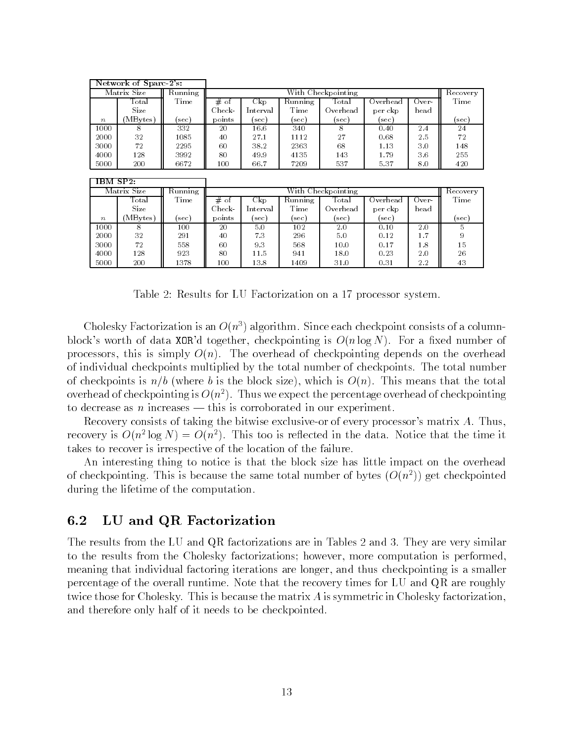| Network of Sparc-2's: | | | | | | | | | | |
|---|---|---|---|---|---|---|---|---|---|---|
| Matrix Size | | Running | With Checkpointing | | | | | | | Recovery |
| $n$ | Total Size (MBytes) | Time (sec) | # of Check-points | Ckp Interval (sec) | Running Time (sec) | Total Overhead (sec) | Overhead per ckp (sec) | Over-head | | Time (sec) |
| 1000 | 8 | 332 | 20 | 16.6 | 340 | 8 | 0.40 | 2.4 | | 24 |
| 2000 | 32 | 1085 | 40 | 27.1 | 1112 | 27 | 0.68 | 2.5 | | 72 |
| 3000 | 72 | 2295 | 60 | 38.2 | 2363 | 68 | 1.13 | 3.0 | | 148 |
| 4000 | 128 | 3992 | 80 | 49.9 | 4135 | 143 | 1.79 | 3.6 | | 255 |
| 5000 | 200 | 6672 | 100 | 66.7 | 7209 | 537 | 5.37 | 8.0 | | 420 |

| IBM SP2: | | | | | | | | | |
|---|---|---|---|---|---|---|---|---|---|
| Matrix Size | | Running | With Checkpointing | | | | | | Recovery |
| $n$ | Total Size (MBytes) | Time (sec) | # of Check-points | Ckp Interval (sec) | Running Time (sec) | Total Overhead (sec) | Overhead per ckp (sec) | Over-head | Time (sec) |
| 1000 | 8 | 100 | 20 | 5.0 | 102 | 2.0 | 0.10 | 2.0 | 5 |
| 2000 | 32 | 291 | 40 | 7.3 | 296 | 5.0 | 0.12 | 1.7 | 9 |
| 3000 | 72 | 558 | 60 | 9.3 | 568 | 10.0 | 0.17 | 1.8 | 15 |
| 4000 | 128 | 923 | 80 | 11.5 | 941 | 18.0 | 0.23 | 2.0 | 26 |
| 5000 | 200 | 1378 | 100 | 13.8 | 1409 | 31.0 | 0.31 | 2.2 | 43 |

Table 2: Results for LU Factorization on a 17 processor system.

Cholesky Factorization is an $O(n^3)$ algorithm. Since each checkpoint consists of a column-block's worth of data XOR'd together, checkpointing is $O(n \log N)$. For a fixed number of processors, this is simply $O(n)$. The overhead of checkpointing depends on the overhead of individual checkpoints multiplied by the total number of checkpoints. The total number of checkpoints is $n/b$ (where $b$ is the block size), which is $O(n)$. This means that the total overhead of checkpointing is $O(n^2)$. Thus we expect the percentage overhead of checkpointing to decrease as $n$ increases — this is corroborated in our experiment.

Recovery consists of taking the bitwise exclusive-or of every processor's matrix $A$. Thus, recovery is $O(n^2 \log N) = O(n^2)$. This too is reflected in the data. Notice that the time it takes to recover is irrespective of the location of the failure.

An interesting thing to notice is that the block size has little impact on the overhead of checkpointing. This is because the same total number of bytes ($O(n^2)$) get checkpointed during the lifetime of the computation.

## 6.2 LU and QR Factorization

The results from the LU and QR factorizations are in Tables 2 and 3. They are very similar to the results from the Cholesky factorizations; however, more computation is performed, meaning that individual factoring iterations are longer, and thus checkpointing is a smaller percentage of the overall runtime. Note that the recovery times for LU and QR are roughly twice those for Cholesky. This is because the matrix $A$ is symmetric in Cholesky factorization, and therefore only half of it needs to be checkpointed.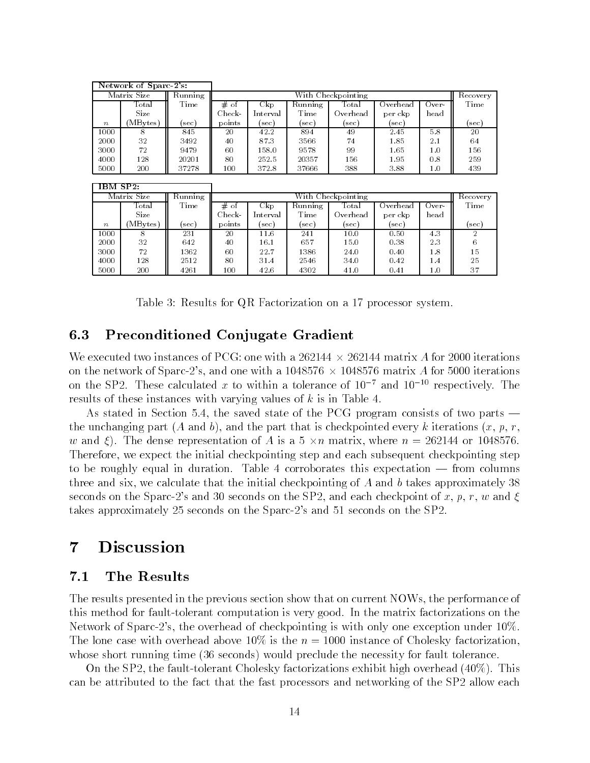| Network of Sparc-2's: | | | | | | | | | | |
|---|---|---|---|---|---|---|---|---|---|---|
| Matrix Size | | Running | With Checkpointing | | | | | | | Recovery |
| | Total Size | Time | # of Check- | Ckp Interval | Running Time | Total Overhead | Overhead per ckp | Over- head | | Time |
| $n$ | (MBytes) | (sec) | points | (sec) | (sec) | (sec) | (sec) | | | (sec) |
| 1000 | 8 | 845 | 20 | 42.2 | 894 | 49 | 2.45 | 5.8 | | 20 |
| 2000 | 32 | 3492 | 40 | 87.3 | 3566 | 74 | 1.85 | 2.1 | | 64 |
| 3000 | 72 | 9479 | 60 | 158.0 | 9578 | 99 | 1.65 | 1.0 | | 156 |
| 4000 | 128 | 20201 | 80 | 252.5 | 20357 | 156 | 1.95 | 0.8 | | 259 |
| 5000 | 200 | 37278 | 100 | 372.8 | 37666 | 388 | 3.88 | 1.0 | | 439 |

| IBM SP2: | | | | | | | | | |
|---|---|---|---|---|---|---|---|---|---|
| Matrix Size | | Running | With Checkpointing | | | | | | Recovery |
| | Total Size | Time | # of Check- | Ckp Interval | Running Time | Total Overhead | Overhead per ckp | Over- head | Time |
| $n$ | (MBytes) | (sec) | points | (sec) | (sec) | (sec) | (sec) | | (sec) |
| 1000 | 8 | 231 | 20 | 11.6 | 241 | 10.0 | 0.50 | 4.3 | 2 |
| 2000 | 32 | 642 | 40 | 16.1 | 657 | 15.0 | 0.38 | 2.3 | 6 |
| 3000 | 72 | 1362 | 60 | 22.7 | 1386 | 24.0 | 0.40 | 1.8 | 15 |
| 4000 | 128 | 2512 | 80 | 31.4 | 2546 | 34.0 | 0.42 | 1.4 | 25 |
| 5000 | 200 | 4261 | 100 | 42.6 | 4302 | 41.0 | 0.41 | 1.0 | 37 |

Table 3: Results for QR Factorization on a 17 processor system.

## 6.3 Preconditioned Conjugate Gradient

We executed two instances of PCG: one with a $262144 \times 262144$ matrix $A$ for 2000 iterations on the network of Sparc-2's, and one with a $1048576 \times 1048576$ matrix $A$ for 5000 iterations on the SP2. These calculated $x$ to within a tolerance of $10^{-7}$ and $10^{-10}$ respectively. The results of these instances with varying values of $k$ is in Table 4.

As stated in Section 5.4, the saved state of the PCG program consists of two parts — the unchanging part ($A$ and $b$), and the part that is checkpointed every $k$ iterations ($x$, $p$, $r$, $w$ and $\xi$). The dense representation of $A$ is a $5 \times n$ matrix, where $n = 262144$ or $1048576$. Therefore, we expect the initial checkpointing step and each subsequent checkpointing step to be roughly equal in duration. Table 4 corroborates this expectation — from columns three and six, we calculate that the initial checkpointing of $A$ and $b$ takes approximately 38 seconds on the Sparc-2's and 30 seconds on the SP2, and each checkpoint of $x$, $p$, $r$, $w$ and $\xi$ takes approximately 25 seconds on the Sparc-2's and 51 seconds on the SP2.

# 7 Discussion

## 7.1 The Results

The results presented in the previous section show that on current NOWs, the performance of this method for fault-tolerant computation is very good. In the matrix factorizations on the Network of Sparc-2's, the overhead of checkpointing is with only one exception under 10%. The lone case with overhead above 10% is the $n = 1000$ instance of Cholesky factorization, whose short running time (36 seconds) would preclude the necessity for fault tolerance.

On the SP2, the fault-tolerant Cholesky factorizations exhibit high overhead (40%). This can be attributed to the fact that the fast processors and networking of the SP2 allow each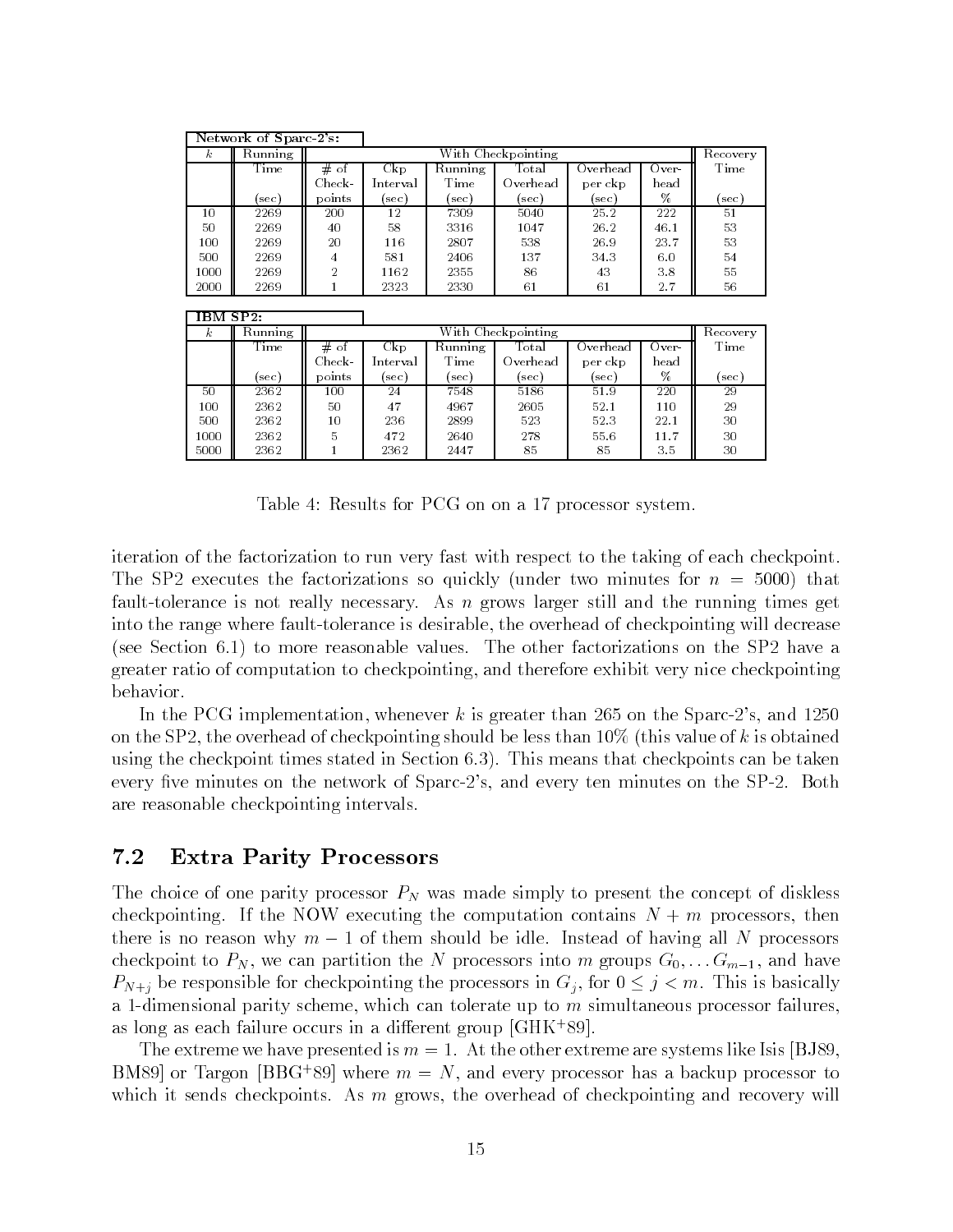**Network of Sparc-2's:**

| $k$ | Running Time (sec) | With Checkpointing | | | | | | Recovery Time (sec) |
|---|---|---|---|---|---|---|---|---|
| | | # of Check-points | Ckp Interval (sec) | Running Time (sec) | Total Overhead (sec) | Overhead per ckp (sec) | Over-head % | |
| 10 | 2269 | 200 | 12 | 7309 | 5040 | 25.2 | 222 | 51 |
| 50 | 2269 | 40 | 58 | 3316 | 1047 | 26.2 | 46.1 | 53 |
| 100 | 2269 | 20 | 116 | 2807 | 538 | 26.9 | 23.7 | 53 |
| 500 | 2269 | 4 | 581 | 2406 | 137 | 34.3 | 6.0 | 54 |
| 1000 | 2269 | 2 | 1162 | 2355 | 86 | 43 | 3.8 | 55 |
| 2000 | 2269 | 1 | 2323 | 2330 | 61 | 61 | 2.7 | 56 |

**IBM SP2:**

| $k$ | Running Time (sec) | With Checkpointing | | | | | | Recovery Time (sec) |
|---|---|---|---|---|---|---|---|---|
| | | # of Check-points | Ckp Interval (sec) | Running Time (sec) | Total Overhead (sec) | Overhead per ckp (sec) | Over-head % | |
| 50 | 2362 | 100 | 24 | 7548 | 5186 | 51.9 | 220 | 29 |
| 100 | 2362 | 50 | 47 | 4967 | 2605 | 52.1 | 110 | 29 |
| 500 | 2362 | 10 | 236 | 2899 | 523 | 52.3 | 22.1 | 30 |
| 1000 | 2362 | 5 | 472 | 2640 | 278 | 55.6 | 11.7 | 30 |
| 5000 | 2362 | 1 | 2362 | 2447 | 85 | 85 | 3.5 | 30 |

Table 4: Results for PCG on on a 17 processor system.

iteration of the factorization to run very fast with respect to the taking of each checkpoint. The SP2 executes the factorizations so quickly (under two minutes for $n = 5000$) that fault-tolerance is not really necessary. As $n$ grows larger still and the running times get into the range where fault-tolerance is desirable, the overhead of checkpointing will decrease (see Section 6.1) to more reasonable values. The other factorizations on the SP2 have a greater ratio of computation to checkpointing, and therefore exhibit very nice checkpointing behavior.

In the PCG implementation, whenever $k$ is greater than 265 on the Sparc-2's, and 1250 on the SP2, the overhead of checkpointing should be less than 10% (this value of $k$ is obtained using the checkpoint times stated in Section 6.3). This means that checkpoints can be taken every five minutes on the network of Sparc-2's, and every ten minutes on the SP-2. Both are reasonable checkpointing intervals.

## 7.2 Extra Parity Processors

The choice of one parity processor $P_N$ was made simply to present the concept of diskless checkpointing. If the NOW executing the computation contains $N + m$ processors, then there is no reason why $m - 1$ of them should be idle. Instead of having all $N$ processors checkpoint to $P_N$, we can partition the $N$ processors into $m$ groups $G_0, \ldots G_{m-1}$, and have $P_{N+j}$ be responsible for checkpointing the processors in $G_j$, for $0 \leq j < m$. This is basically a 1-dimensional parity scheme, which can tolerate up to $m$ simultaneous processor failures, as long as each failure occurs in a different group [GHK+89].

The extreme we have presented is $m = 1$. At the other extreme are systems like Isis [BJ89, BM89] or Targon [BBG+89] where $m = N$, and every processor has a backup processor to which it sends checkpoints. As $m$ grows, the overhead of checkpointing and recovery will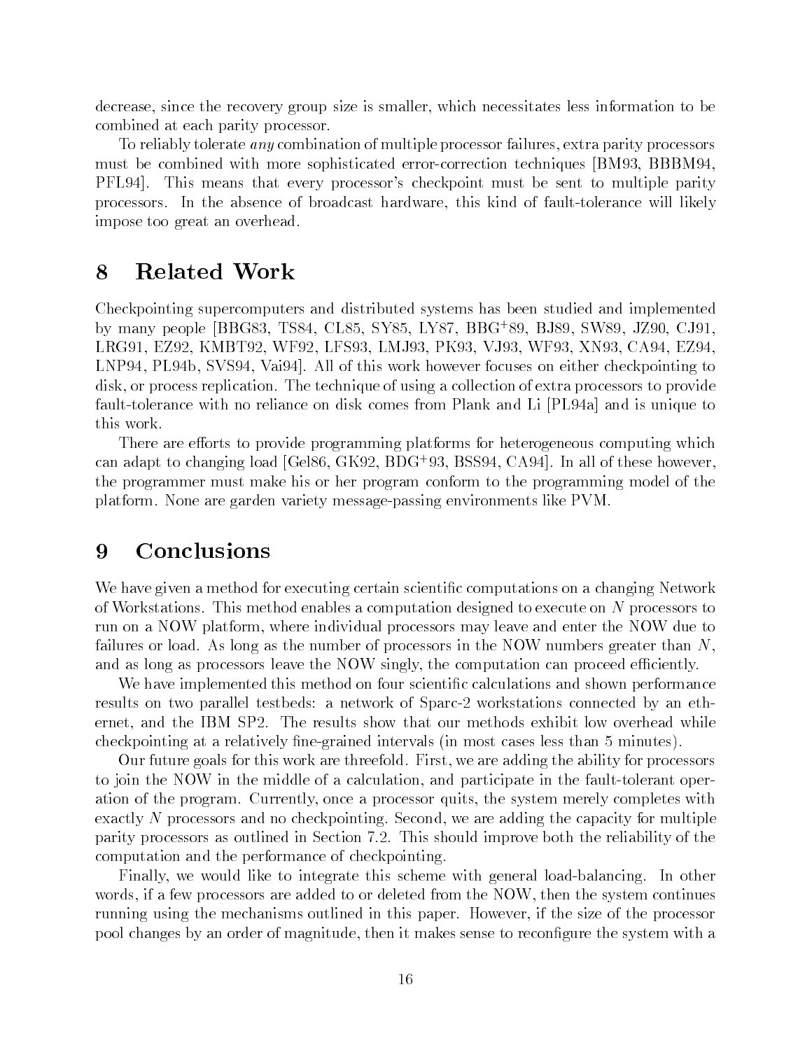decrease, since the recovery group size is smaller, which necessitates less information to be combined at each parity processor.

To reliably tolerate *any* combination of multiple processor failures, extra parity processors must be combined with more sophisticated error-correction techniques [BM93, BBBM94, PFL94]. This means that every processor's checkpoint must be sent to multiple parity processors. In the absence of broadcast hardware, this kind of fault-tolerance will likely impose too great an overhead.

# 8 Related Work

Checkpointing supercomputers and distributed systems has been studied and implemented by many people [BBG83, TS84, CL85, SY85, LY87, BBG+89, BJ89, SW89, JZ90, CJ91, LRG91, EZ92, KMBT92, WF92, LFS93, LMJ93, PK93, VJ93, WF93, XN93, CA94, EZ94, LNP94, PL94b, SVS94, Vai94]. All of this work however focuses on either checkpointing to disk, or process replication. The technique of using a collection of extra processors to provide fault-tolerance with no reliance on disk comes from Plank and Li [PL94a] and is unique to this work.

There are efforts to provide programming platforms for heterogeneous computing which can adapt to changing load [Gel86, GK92, BDG+93, BSS94, CA94]. In all of these however, the programmer must make his or her program conform to the programming model of the platform. None are garden variety message-passing environments like PVM.

# 9 Conclusions

We have given a method for executing certain scientific computations on a changing Network of Workstations. This method enables a computation designed to execute on $N$ processors to run on a NOW platform, where individual processors may leave and enter the NOW due to failures or load. As long as the number of processors in the NOW numbers greater than $N$, and as long as processors leave the NOW singly, the computation can proceed efficiently.

We have implemented this method on four scientific calculations and shown performance results on two parallel testbeds: a network of Sparc-2 workstations connected by an ethernet, and the IBM SP2. The results show that our methods exhibit low overhead while checkpointing at a relatively fine-grained intervals (in most cases less than 5 minutes).

Our future goals for this work are threefold. First, we are adding the ability for processors to join the NOW in the middle of a calculation, and participate in the fault-tolerant operation of the program. Currently, once a processor quits, the system merely completes with exactly $N$ processors and no checkpointing. Second, we are adding the capacity for multiple parity processors as outlined in Section 7.2. This should improve both the reliability of the computation and the performance of checkpointing.

Finally, we would like to integrate this scheme with general load-balancing. In other words, if a few processors are added to or deleted from the NOW, then the system continues running using the mechanisms outlined in this paper. However, if the size of the processor pool changes by an order of magnitude, then it makes sense to reconfigure the system with a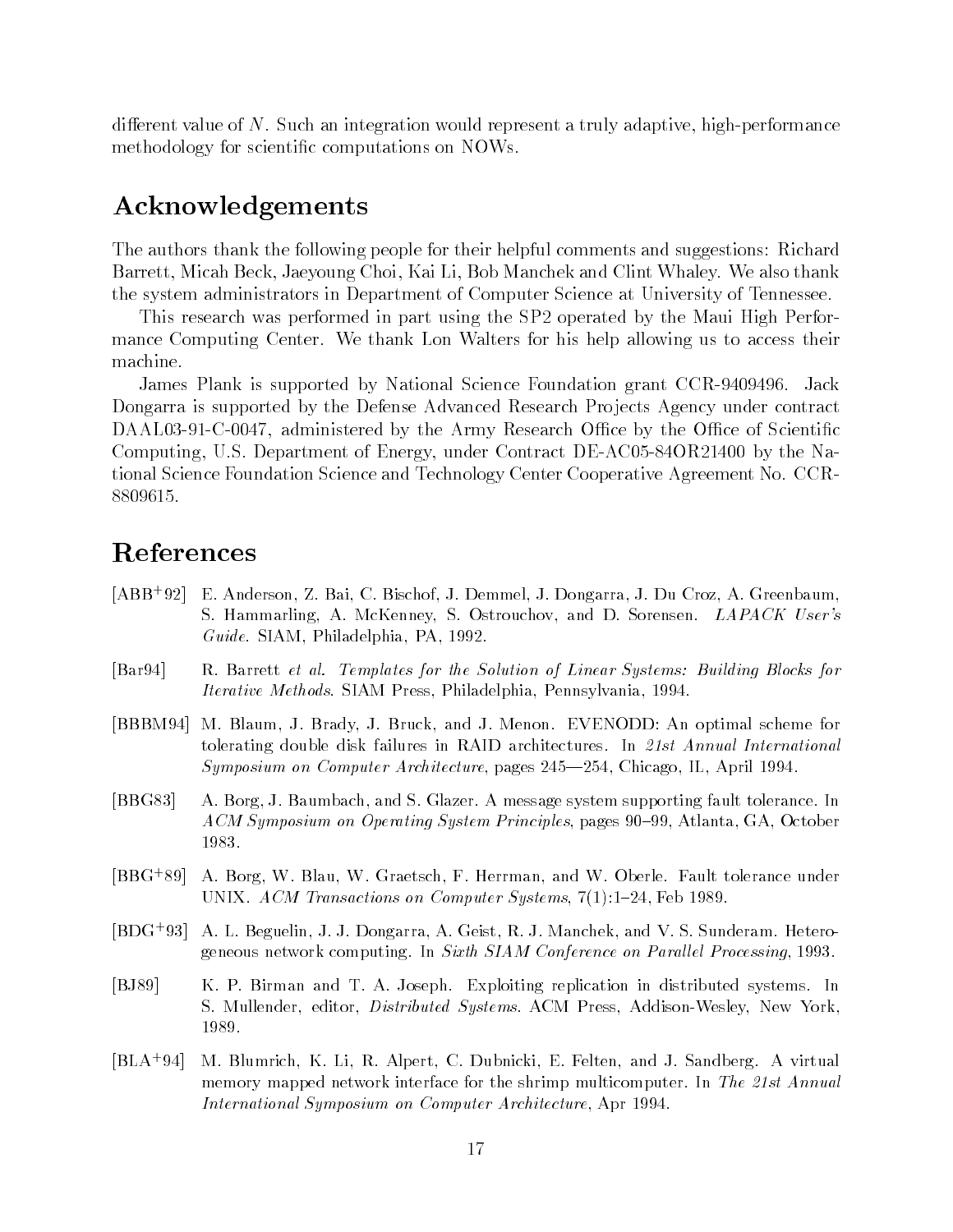different value of $N$. Such an integration would represent a truly adaptive, high-performance methodology for scientific computations on NOWs.

## Acknowledgements

The authors thank the following people for their helpful comments and suggestions: Richard Barrett, Micah Beck, Jaeyoung Choi, Kai Li, Bob Manchek and Clint Whaley. We also thank the system administrators in Department of Computer Science at University of Tennessee.

This research was performed in part using the SP2 operated by the Maui High Performance Computing Center. We thank Lon Walters for his help allowing us to access their machine.

James Plank is supported by National Science Foundation grant CCR-9409496. Jack Dongarra is supported by the Defense Advanced Research Projects Agency under contract DAAL03-91-C-0047, administered by the Army Research Office by the Office of Scientific Computing, U.S. Department of Energy, under Contract DE-AC05-84OR21400 by the National Science Foundation Science and Technology Center Cooperative Agreement No. CCR-8809615.

## References

[ABB+92] E. Anderson, Z. Bai, C. Bischof, J. Demmel, J. Dongarra, J. Du Croz, A. Greenbaum, S. Hammarling, A. McKenney, S. Ostrouchov, and D. Sorensen. *LAPACK User's Guide*. SIAM, Philadelphia, PA, 1992.

[Bar94] R. Barrett *et al.* *Templates for the Solution of Linear Systems: Building Blocks for Iterative Methods*. SIAM Press, Philadelphia, Pennsylvania, 1994.

[BBBM94] M. Blaum, J. Brady, J. Bruck, and J. Menon. EVENODD: An optimal scheme for tolerating double disk failures in RAID architectures. In *21st Annual International Symposium on Computer Architecture*, pages 245—254, Chicago, IL, April 1994.

[BBG83] A. Borg, J. Baumbach, and S. Glazer. A message system supporting fault tolerance. In *ACM Symposium on Operating System Principles*, pages 90–99, Atlanta, GA, October 1983.

[BBG+89] A. Borg, W. Blau, W. Graetsch, F. Herrman, and W. Oberle. Fault tolerance under UNIX. *ACM Transactions on Computer Systems*, 7(1):1–24, Feb 1989.

[BDG+93] A. L. Beguelin, J. J. Dongarra, A. Geist, R. J. Manchek, and V. S. Sunderam. Heterogeneous network computing. In *Sixth SIAM Conference on Parallel Processing*, 1993.

[BJ89] K. P. Birman and T. A. Joseph. Exploiting replication in distributed systems. In S. Mullender, editor, *Distributed Systems*. ACM Press, Addison-Wesley, New York, 1989.

[BLA+94] M. Blumrich, K. Li, R. Alpert, C. Dubnicki, E. Felten, and J. Sandberg. A virtual memory mapped network interface for the shrimp multicomputer. In *The 21st Annual International Symposium on Computer Architecture*, Apr 1994.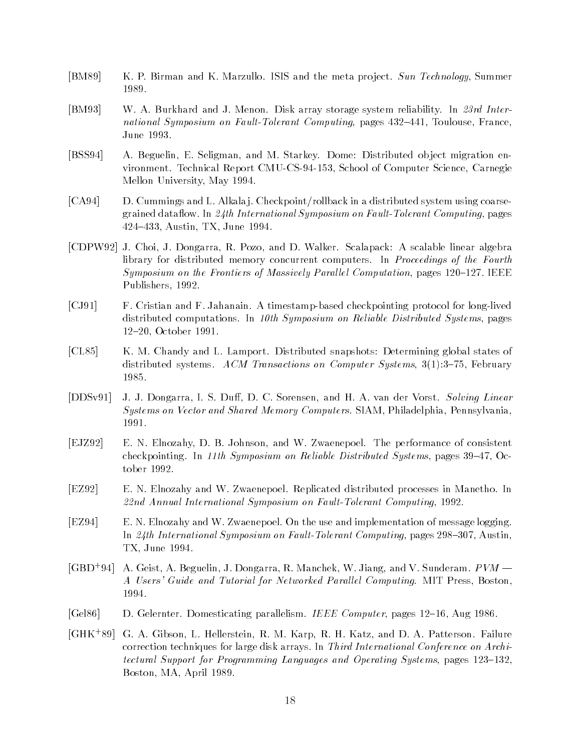[BM89] K. P. Birman and K. Marzullo. ISIS and the meta project. *Sun Technology*, Summer 1989.

[BM93] W. A. Burkhard and J. Menon. Disk array storage system reliability. In *23rd International Symposium on Fault-Tolerant Computing*, pages 432–441, Toulouse, France, June 1993.

[BSS94] A. Beguelin, E. Seligman, and M. Starkey. Dome: Distributed object migration environment. Technical Report CMU-CS-94-153, School of Computer Science, Carnegie Mellon University, May 1994.

[CA94] D. Cummings and L. Alkalaj. Checkpoint/rollback in a distributed system using coarse-grained dataflow. In *24th International Symposium on Fault-Tolerant Computing*, pages 424–433, Austin, TX, June 1994.

[CDPW92] J. Choi, J. Dongarra, R. Pozo, and D. Walker. Scalapack: A scalable linear algebra library for distributed memory concurrent computers. In *Proceedings of the Fourth Symposium on the Frontiers of Massively Parallel Computation*, pages 120–127. IEEE Publishers, 1992.

[CJ91] F. Cristian and F. Jahanain. A timestamp-based checkpointing protocol for long-lived distributed computations. In *10th Symposium on Reliable Distributed Systems*, pages 12–20, October 1991.

[CL85] K. M. Chandy and L. Lamport. Distributed snapshots: Determining global states of distributed systems. *ACM Transactions on Computer Systems*, 3(1):3–75, February 1985.

[DDSv91] J. J. Dongarra, I. S. Duff, D. C. Sorensen, and H. A. van der Vorst. *Solving Linear Systems on Vector and Shared Memory Computers*. SIAM, Philadelphia, Pennsylvania, 1991.

[EJZ92] E. N. Elnozahy, D. B. Johnson, and W. Zwaenepoel. The performance of consistent checkpointing. In *11th Symposium on Reliable Distributed Systems*, pages 39–47, October 1992.

[EZ92] E. N. Elnozahy and W. Zwaenepoel. Replicated distributed processes in Manetho. In *22nd Annual International Symposium on Fault-Tolerant Computing*, 1992.

[EZ94] E. N. Elnozahy and W. Zwaenepoel. On the use and implementation of message logging. In *24th International Symposium on Fault-Tolerant Computing*, pages 298–307, Austin, TX, June 1994.

[GBD+94] A. Geist, A. Beguelin, J. Dongarra, R. Manchek, W. Jiang, and V. Sunderam. *PVM — A Users' Guide and Tutorial for Networked Parallel Computing*. MIT Press, Boston, 1994.

[Gel86] D. Gelernter. Domesticating parallelism. *IEEE Computer*, pages 12–16, Aug 1986.

[GHK+89] G. A. Gibson, L. Hellerstein, R. M. Karp, R. H. Katz, and D. A. Patterson. Failure correction techniques for large disk arrays. In *Third International Conference on Architectural Support for Programming Languages and Operating Systems*, pages 123–132, Boston, MA, April 1989.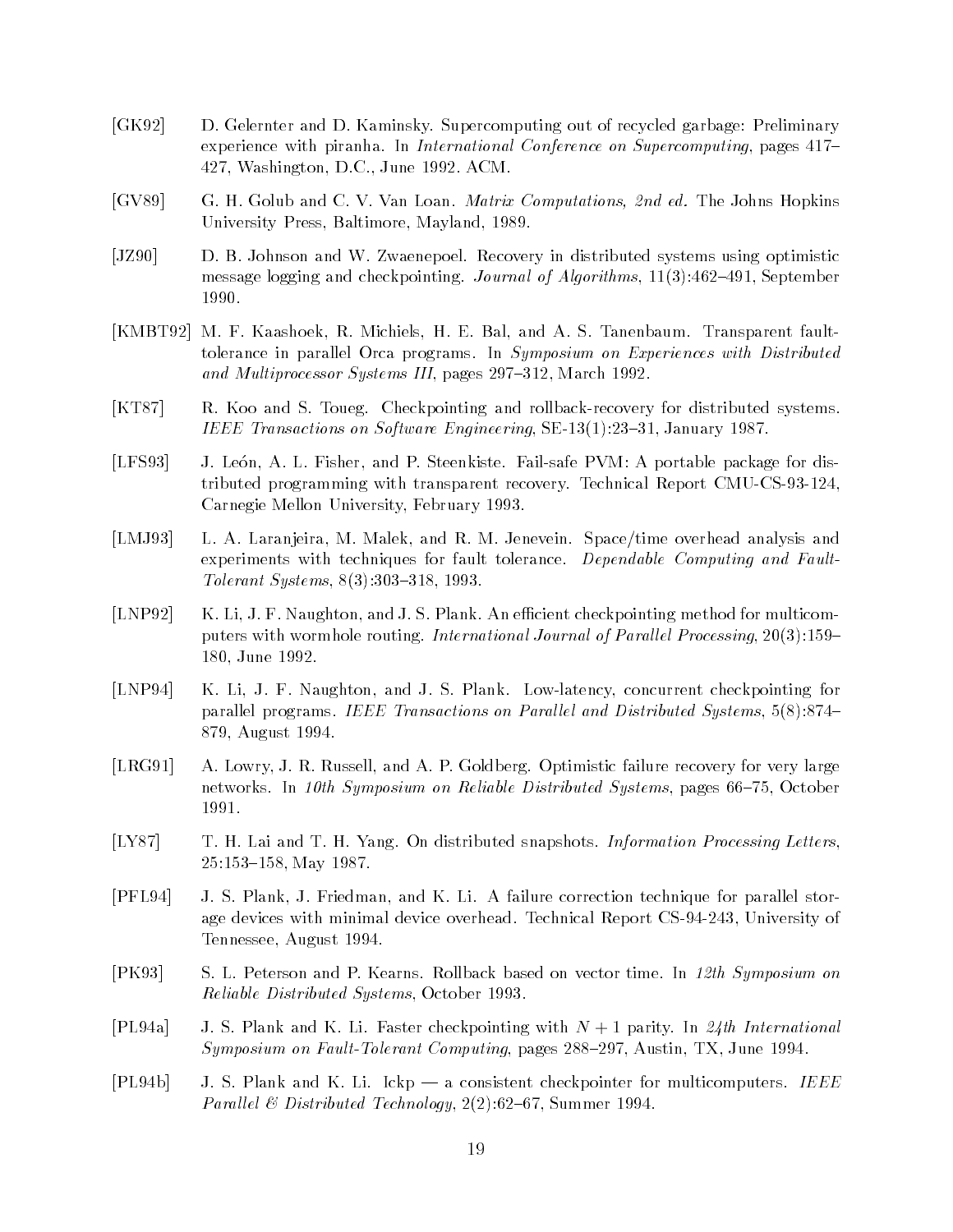[GK92] D. Gelernter and D. Kaminsky. Supercomputing out of recycled garbage: Preliminary experience with piranha. In *International Conference on Supercomputing*, pages 417–427, Washington, D.C., June 1992. ACM.

[GV89] G. H. Golub and C. V. Van Loan. *Matrix Computations, 2nd ed.* The Johns Hopkins University Press, Baltimore, Mayland, 1989.

[JZ90] D. B. Johnson and W. Zwaenepoel. Recovery in distributed systems using optimistic message logging and checkpointing. *Journal of Algorithms*, 11(3):462–491, September 1990.

[KMBT92] M. F. Kaashoek, R. Michiels, H. E. Bal, and A. S. Tanenbaum. Transparent fault-tolerance in parallel Orca programs. In *Symposium on Experiences with Distributed and Multiprocessor Systems III*, pages 297–312, March 1992.

[KT87] R. Koo and S. Toueg. Checkpointing and rollback-recovery for distributed systems. *IEEE Transactions on Software Engineering*, SE-13(1):23–31, January 1987.

[LFS93] J. León, A. L. Fisher, and P. Steenkiste. Fail-safe PVM: A portable package for distributed programming with transparent recovery. Technical Report CMU-CS-93-124, Carnegie Mellon University, February 1993.

[LMJ93] L. A. Laranjeira, M. Malek, and R. M. Jenevein. Space/time overhead analysis and experiments with techniques for fault tolerance. *Dependable Computing and Fault-Tolerant Systems*, 8(3):303–318, 1993.

[LNP92] K. Li, J. F. Naughton, and J. S. Plank. An efficient checkpointing method for multicomputers with wormhole routing. *International Journal of Parallel Processing*, 20(3):159–180, June 1992.

[LNP94] K. Li, J. F. Naughton, and J. S. Plank. Low-latency, concurrent checkpointing for parallel programs. *IEEE Transactions on Parallel and Distributed Systems*, 5(8):874–879, August 1994.

[LRG91] A. Lowry, J. R. Russell, and A. P. Goldberg. Optimistic failure recovery for very large networks. In *10th Symposium on Reliable Distributed Systems*, pages 66–75, October 1991.

[LY87] T. H. Lai and T. H. Yang. On distributed snapshots. *Information Processing Letters*, 25:153–158, May 1987.

[PFL94] J. S. Plank, J. Friedman, and K. Li. A failure correction technique for parallel storage devices with minimal device overhead. Technical Report CS-94-243, University of Tennessee, August 1994.

[PK93] S. L. Peterson and P. Kearns. Rollback based on vector time. In *12th Symposium on Reliable Distributed Systems*, October 1993.

[PL94a] J. S. Plank and K. Li. Faster checkpointing with $N + 1$ parity. In *24th International Symposium on Fault-Tolerant Computing*, pages 288–297, Austin, TX, June 1994.

[PL94b] J. S. Plank and K. Li. Ickp — a consistent checkpointer for multicomputers. *IEEE Parallel & Distributed Technology*, 2(2):62–67, Summer 1994.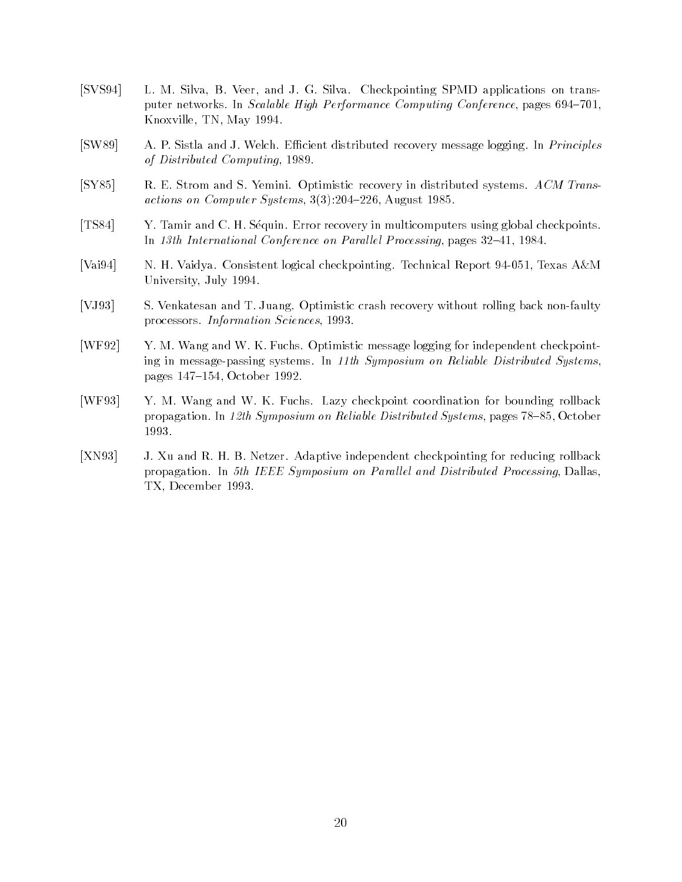[SVS94] L. M. Silva, B. Veer, and J. G. Silva. Checkpointing SPMD applications on transputer networks. In *Scalable High Performance Computing Conference*, pages 694–701, Knoxville, TN, May 1994.

[SW89] A. P. Sistla and J. Welch. Efficient distributed recovery message logging. In *Principles of Distributed Computing*, 1989.

[SY85] R. E. Strom and S. Yemini. Optimistic recovery in distributed systems. *ACM Transactions on Computer Systems*, 3(3):204–226, August 1985.

[TS84] Y. Tamir and C. H. Séquin. Error recovery in multicomputers using global checkpoints. In *13th International Conference on Parallel Processing*, pages 32–41, 1984.

[Vai94] N. H. Vaidya. Consistent logical checkpointing. Technical Report 94-051, Texas A&M University, July 1994.

[VJ93] S. Venkatesan and T. Juang. Optimistic crash recovery without rolling back non-faulty processors. *Information Sciences*, 1993.

[WF92] Y. M. Wang and W. K. Fuchs. Optimistic message logging for independent checkpointing in message-passing systems. In *11th Symposium on Reliable Distributed Systems*, pages 147–154, October 1992.

[WF93] Y. M. Wang and W. K. Fuchs. Lazy checkpoint coordination for bounding rollback propagation. In *12th Symposium on Reliable Distributed Systems*, pages 78–85, October 1993.

[XN93] J. Xu and R. H. B. Netzer. Adaptive independent checkpointing for reducing rollback propagation. In *5th IEEE Symposium on Parallel and Distributed Processing*, Dallas, TX, December 1993.